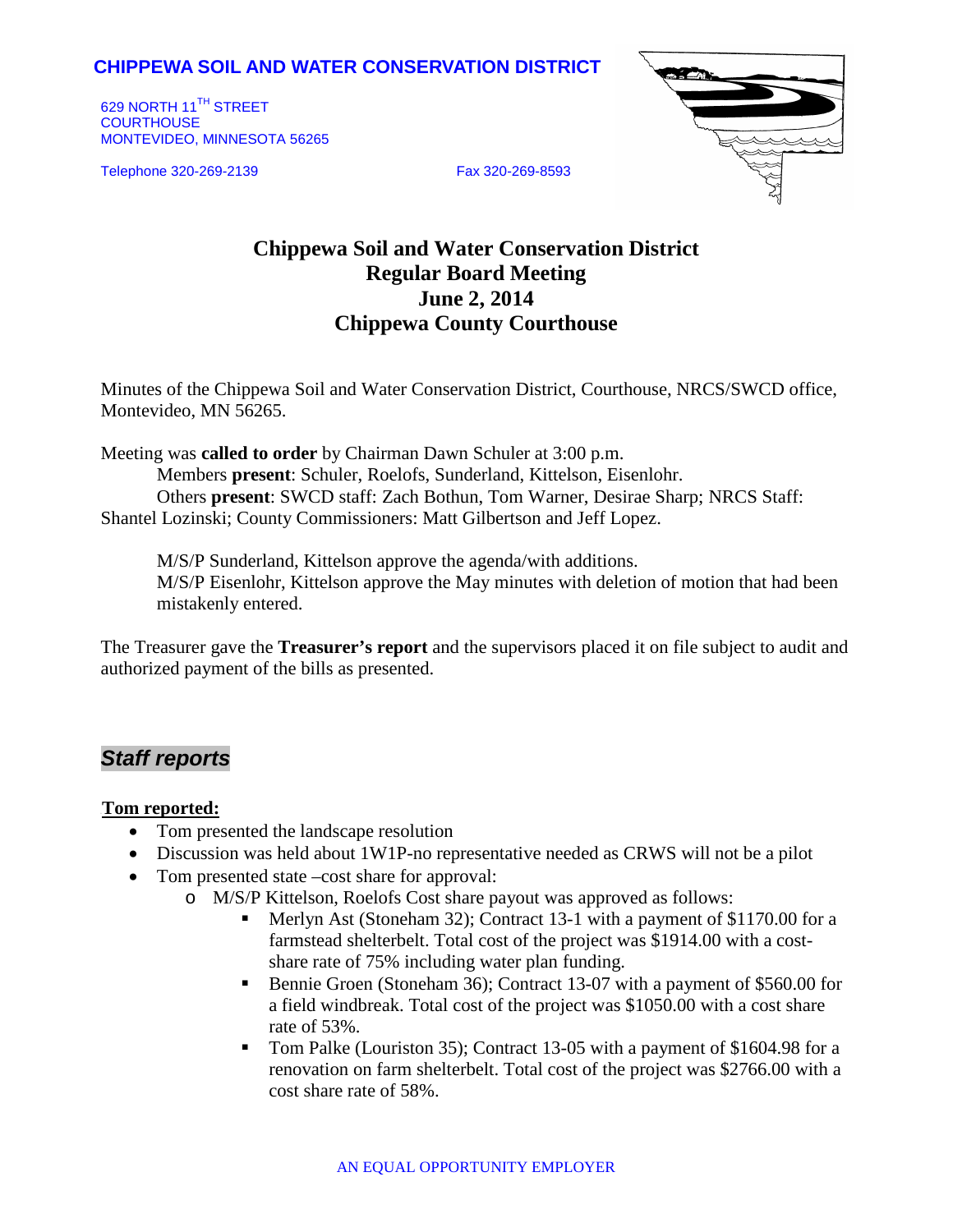**CHIPPEWA SOIL AND WATER CONSERVATION DISTRICT**

629 NORTH 11TH STREET
COURTHOUSE
MONTEVIDEO, MINNESOTA 56265

Telephone 320-269-2139 Fax 320-269-8593

# Chippewa Soil and Water Conservation District
# Regular Board Meeting
# June 2, 2014
# Chippewa County Courthouse

Minutes of the Chippewa Soil and Water Conservation District, Courthouse, NRCS/SWCD office, Montevideo, MN 56265.

Meeting was **called to order** by Chairman Dawn Schuler at 3:00 p.m.
Members **present**: Schuler, Roelofs, Sunderland, Kittelson, Eisenlohr.
Others **present**: SWCD staff: Zach Bothun, Tom Warner, Desirae Sharp; NRCS Staff: Shantel Lozinski; County Commissioners: Matt Gilbertson and Jeff Lopez.

M/S/P Sunderland, Kittelson approve the agenda/with additions.
M/S/P Eisenlohr, Kittelson approve the May minutes with deletion of motion that had been mistakenly entered.

The Treasurer gave the **Treasurer's report** and the supervisors placed it on file subject to audit and authorized payment of the bills as presented.

## *Staff reports*

**Tom reported:**

- Tom presented the landscape resolution
- Discussion was held about 1W1P-no representative needed as CRWS will not be a pilot
- Tom presented state –cost share for approval:
  - M/S/P Kittelson, Roelofs Cost share payout was approved as follows:
    - Merlyn Ast (Stoneham 32); Contract 13-1 with a payment of $1170.00 for a farmstead shelterbelt. Total cost of the project was $1914.00 with a cost-share rate of 75% including water plan funding.
    - Bennie Groen (Stoneham 36); Contract 13-07 with a payment of $560.00 for a field windbreak. Total cost of the project was $1050.00 with a cost share rate of 53%.
    - Tom Palke (Louriston 35); Contract 13-05 with a payment of $1604.98 for a renovation on farm shelterbelt. Total cost of the project was $2766.00 with a cost share rate of 58%.

AN EQUAL OPPORTUNITY EMPLOYER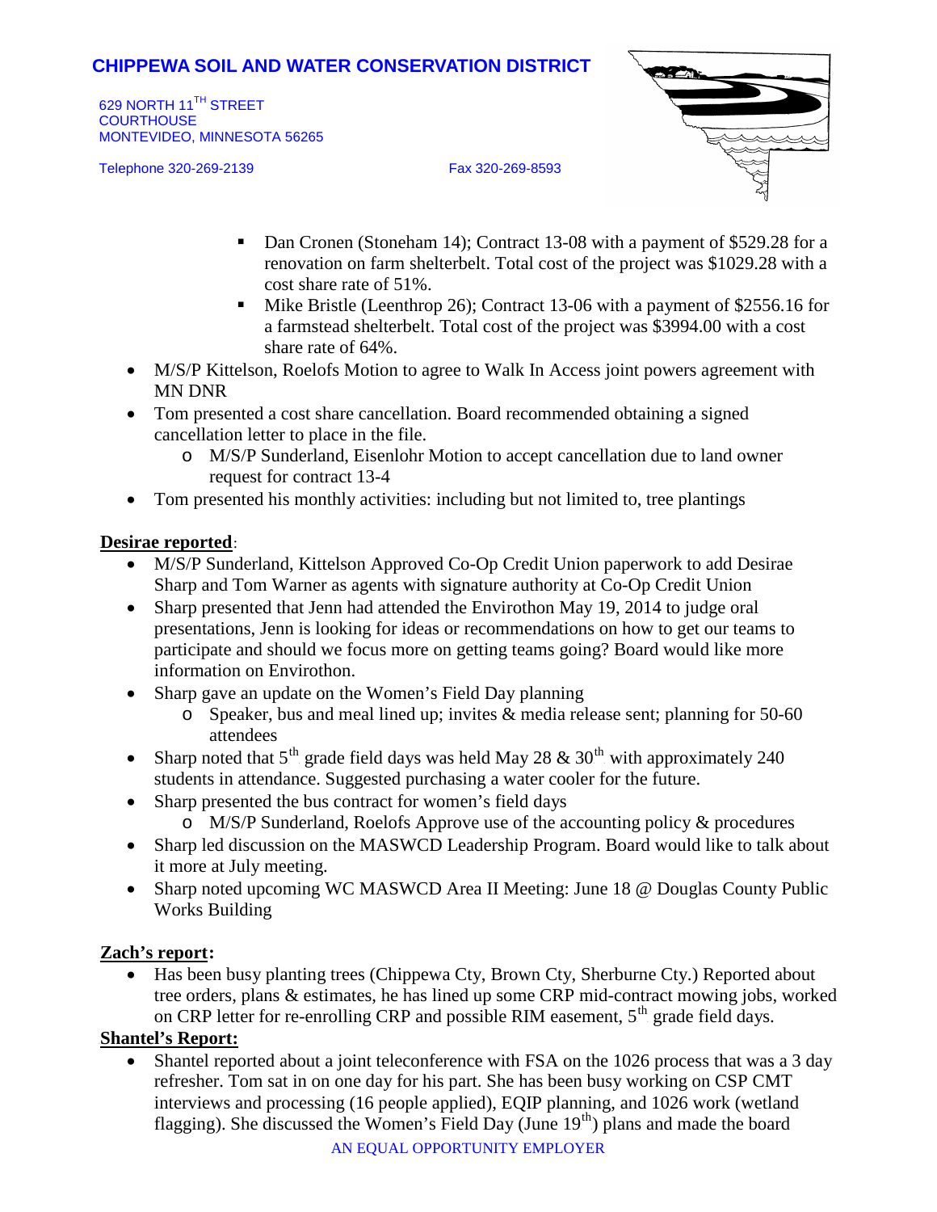- Dan Cronen (Stoneham 14); Contract 13-08 with a payment of $529.28 for a renovation on farm shelterbelt. Total cost of the project was $1029.28 with a cost share rate of 51%.
- Mike Bristle (Leenthrop 26); Contract 13-06 with a payment of $2556.16 for a farmstead shelterbelt. Total cost of the project was $3994.00 with a cost share rate of 64%.

- M/S/P Kittelson, Roelofs Motion to agree to Walk In Access joint powers agreement with MN DNR
- Tom presented a cost share cancellation. Board recommended obtaining a signed cancellation letter to place in the file.
  - M/S/P Sunderland, Eisenlohr Motion to accept cancellation due to land owner request for contract 13-4
- Tom presented his monthly activities: including but not limited to, tree plantings

**Desirae reported**:

- M/S/P Sunderland, Kittelson Approved Co-Op Credit Union paperwork to add Desirae Sharp and Tom Warner as agents with signature authority at Co-Op Credit Union
- Sharp presented that Jenn had attended the Envirothon May 19, 2014 to judge oral presentations, Jenn is looking for ideas or recommendations on how to get our teams to participate and should we focus more on getting teams going? Board would like more information on Envirothon.
- Sharp gave an update on the Women's Field Day planning
  - Speaker, bus and meal lined up; invites & media release sent; planning for 50-60 attendees
- Sharp noted that 5th grade field days was held May 28 & 30th with approximately 240 students in attendance. Suggested purchasing a water cooler for the future.
- Sharp presented the bus contract for women's field days
  - M/S/P Sunderland, Roelofs Approve use of the accounting policy & procedures
- Sharp led discussion on the MASWCD Leadership Program. Board would like to talk about it more at July meeting.
- Sharp noted upcoming WC MASWCD Area II Meeting: June 18 @ Douglas County Public Works Building

**Zach's report:**

- Has busy planting trees (Chippewa Cty, Brown Cty, Sherburne Cty.) Reported about tree orders, plans & estimates, he has lined up some CRP mid-contract mowing jobs, worked on CRP letter for re-enrolling CRP and possible RIM easement, 5th grade field days.

**Shantel's Report:**

- Shantel reported about a joint teleconference with FSA on the 1026 process that was a 3 day refresher. Tom sat in on one day for his part. She has been busy working on CSP CMT interviews and processing (16 people applied), EQIP planning, and 1026 work (wetland flagging). She discussed the Women's Field Day (June 19th) plans and made the board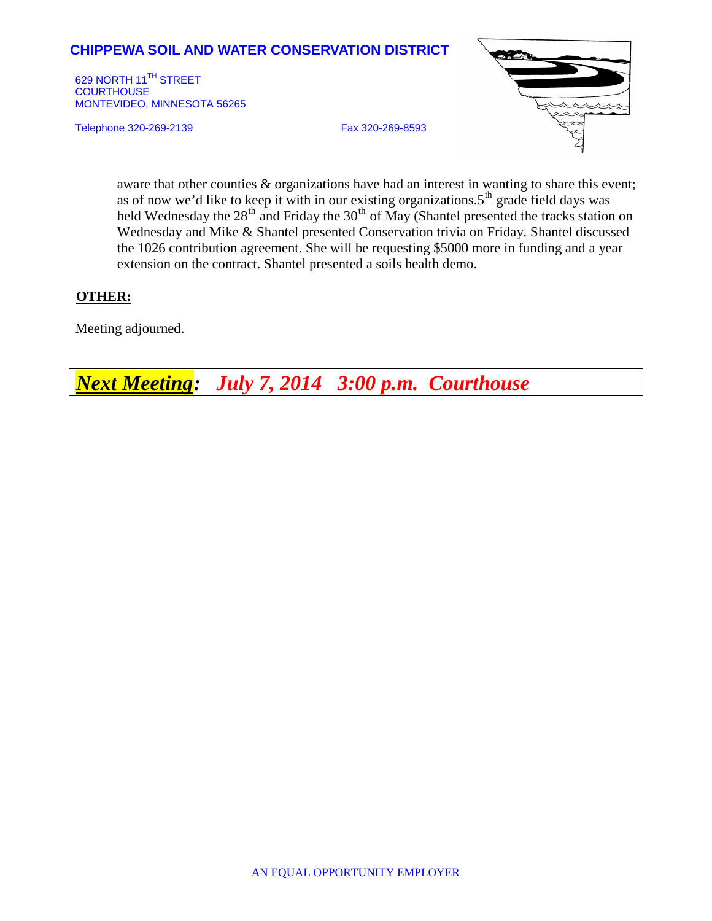aware that other counties & organizations have had an interest in wanting to share this event; as of now we'd like to keep it with in our existing organizations.5th grade field days was held Wednesday the 28th and Friday the 30th of May (Shantel presented the tracks station on Wednesday and Mike & Shantel presented Conservation trivia on Friday. Shantel discussed the 1026 contribution agreement. She will be requesting $5000 more in funding and a year extension on the contract. Shantel presented a soils health demo.

**OTHER:**

Meeting adjourned.

***Next Meeting*: July 7, 2014 3:00 p.m. Courthouse**